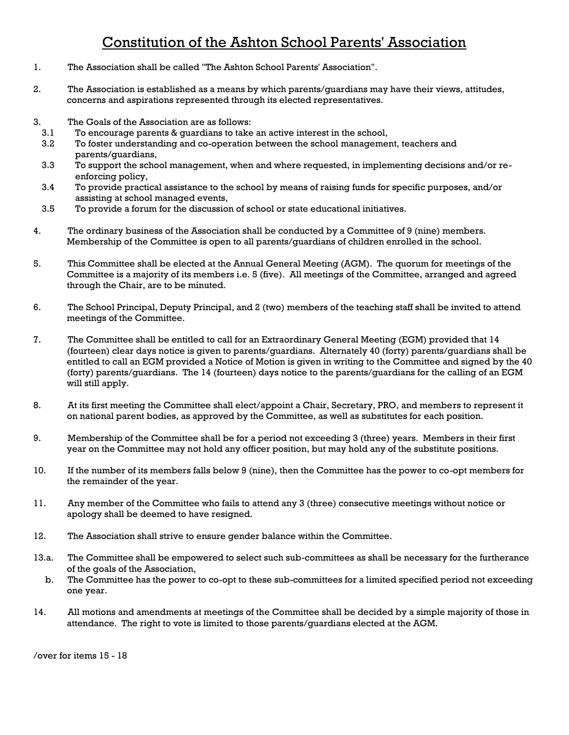# Constitution of the Ashton School Parents' Association

1. The Association shall be called "The Ashton School Parents' Association".

2. The Association is established as a means by which parents/guardians may have their views, attitudes, concerns and aspirations represented through its elected representatives.

3. The Goals of the Association are as follows:
   - 3.1 To encourage parents & guardians to take an active interest in the school,
   - 3.2 To foster understanding and co-operation between the school management, teachers and parents/guardians,
   - 3.3 To support the school management, when and where requested, in implementing decisions and/or re-enforcing policy,
   - 3.4 To provide practical assistance to the school by means of raising funds for specific purposes, and/or assisting at school managed events,
   - 3.5 To provide a forum for the discussion of school or state educational initiatives.

4. The ordinary business of the Association shall be conducted by a Committee of 9 (nine) members. Membership of the Committee is open to all parents/guardians of children enrolled in the school.

5. This Committee shall be elected at the Annual General Meeting (AGM). The quorum for meetings of the Committee is a majority of its members i.e. 5 (five). All meetings of the Committee, arranged and agreed through the Chair, are to be minuted.

6. The School Principal, Deputy Principal, and 2 (two) members of the teaching staff shall be invited to attend meetings of the Committee.

7. The Committee shall be entitled to call for an Extraordinary General Meeting (EGM) provided that 14 (fourteen) clear days notice is given to parents/guardians. Alternately 40 (forty) parents/guardians shall be entitled to call an EGM provided a Notice of Motion is given in writing to the Committee and signed by the 40 (forty) parents/guardians. The 14 (fourteen) days notice to the parents/guardians for the calling of an EGM will still apply.

8. At its first meeting the Committee shall elect/appoint a Chair, Secretary, PRO, and members to represent it on national parent bodies, as approved by the Committee, as well as substitutes for each position.

9. Membership of the Committee shall be for a period not exceeding 3 (three) years. Members in their first year on the Committee may not hold any officer position, but may hold any of the substitute positions.

10. If the number of its members falls below 9 (nine), then the Committee has the power to co-opt members for the remainder of the year.

11. Any member of the Committee who fails to attend any 3 (three) consecutive meetings without notice or apology shall be deemed to have resigned.

12. The Association shall strive to ensure gender balance within the Committee.

13.a. The Committee shall be empowered to select such sub-committees as shall be necessary for the furtherance of the goals of the Association,

   b. The Committee has the power to co-opt to these sub-committees for a limited specified period not exceeding one year.

14. All motions and amendments at meetings of the Committee shall be decided by a simple majority of those in attendance. The right to vote is limited to those parents/guardians elected at the AGM.

/over for items 15 - 18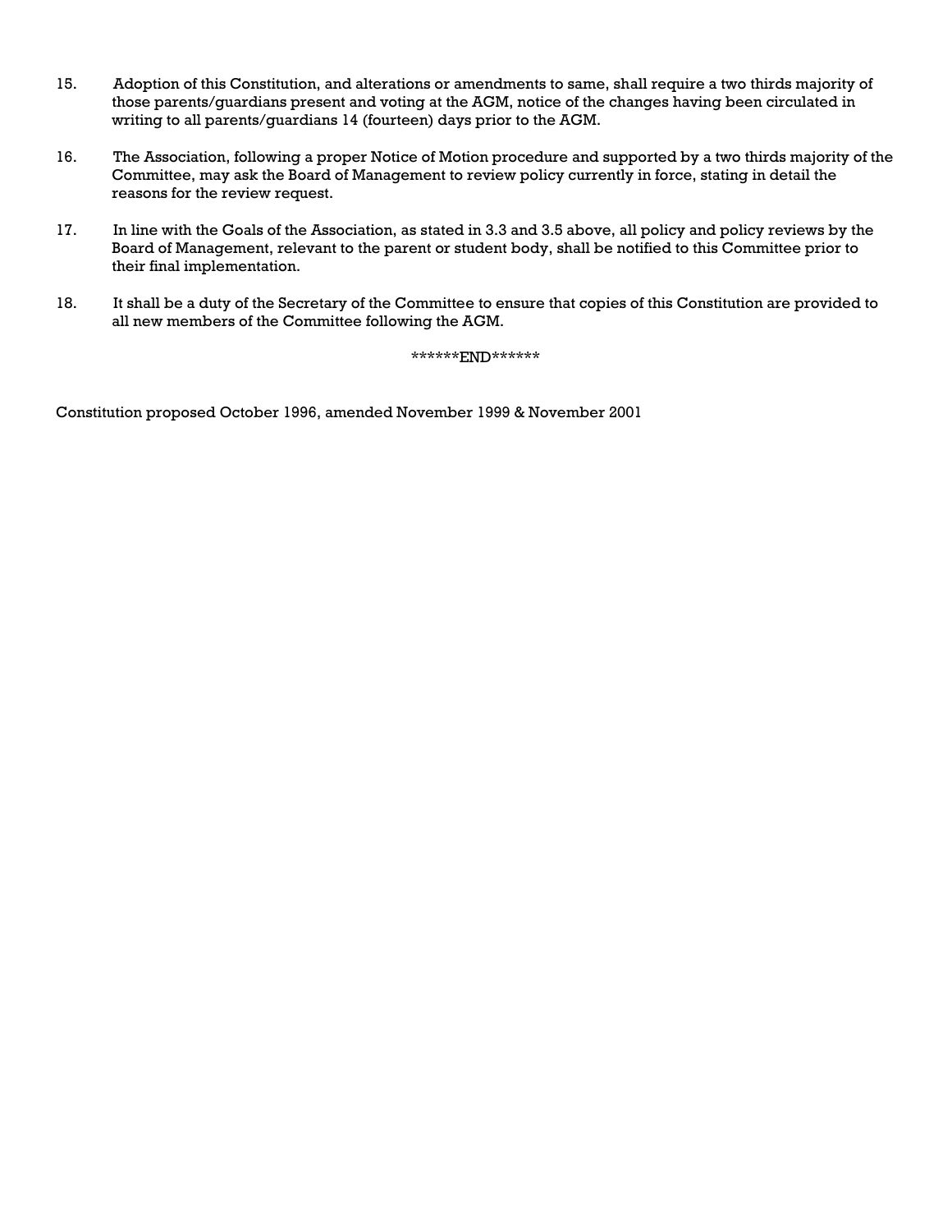15. Adoption of this Constitution, and alterations or amendments to same, shall require a two thirds majority of those parents/guardians present and voting at the AGM, notice of the changes having been circulated in writing to all parents/guardians 14 (fourteen) days prior to the AGM.

16. The Association, following a proper Notice of Motion procedure and supported by a two thirds majority of the Committee, may ask the Board of Management to review policy currently in force, stating in detail the reasons for the review request.

17. In line with the Goals of the Association, as stated in 3.3 and 3.5 above, all policy and policy reviews by the Board of Management, relevant to the parent or student body, shall be notified to this Committee prior to their final implementation.

18. It shall be a duty of the Secretary of the Committee to ensure that copies of this Constitution are provided to all new members of the Committee following the AGM.

******END******

Constitution proposed October 1996, amended November 1999 & November 2001